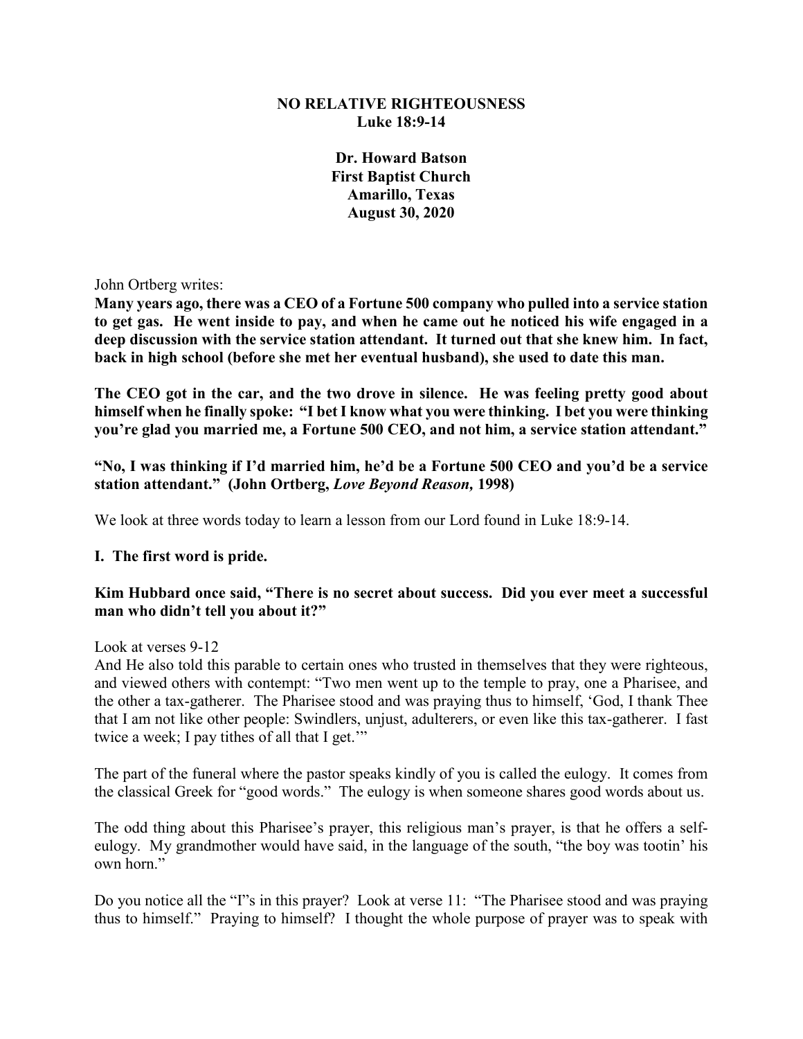**NO RELATIVE RIGHTEOUSNESS**
**Luke 18:9-14**

**Dr. Howard Batson**
**First Baptist Church**
**Amarillo, Texas**
**August 30, 2020**

John Ortberg writes:

**Many years ago, there was a CEO of a Fortune 500 company who pulled into a service station to get gas. He went inside to pay, and when he came out he noticed his wife engaged in a deep discussion with the service station attendant. It turned out that she knew him. In fact, back in high school (before she met her eventual husband), she used to date this man.**

**The CEO got in the car, and the two drove in silence. He was feeling pretty good about himself when he finally spoke: "I bet I know what you were thinking. I bet you were thinking you're glad you married me, a Fortune 500 CEO, and not him, a service station attendant."**

**"No, I was thinking if I'd married him, he'd be a Fortune 500 CEO and you'd be a service station attendant." (John Ortberg, *Love Beyond Reason,* 1998)**

We look at three words today to learn a lesson from our Lord found in Luke 18:9-14.

**I. The first word is pride.**

**Kim Hubbard once said, "There is no secret about success. Did you ever meet a successful man who didn't tell you about it?"**

Look at verses 9-12
And He also told this parable to certain ones who trusted in themselves that they were righteous, and viewed others with contempt: "Two men went up to the temple to pray, one a Pharisee, and the other a tax-gatherer. The Pharisee stood and was praying thus to himself, 'God, I thank Thee that I am not like other people: Swindlers, unjust, adulterers, or even like this tax-gatherer. I fast twice a week; I pay tithes of all that I get.'"

The part of the funeral where the pastor speaks kindly of you is called the eulogy. It comes from the classical Greek for "good words." The eulogy is when someone shares good words about us.

The odd thing about this Pharisee's prayer, this religious man's prayer, is that he offers a self-eulogy. My grandmother would have said, in the language of the south, "the boy was tootin' his own horn."

Do you notice all the "I"s in this prayer? Look at verse 11: "The Pharisee stood and was praying thus to himself." Praying to himself? I thought the whole purpose of prayer was to speak with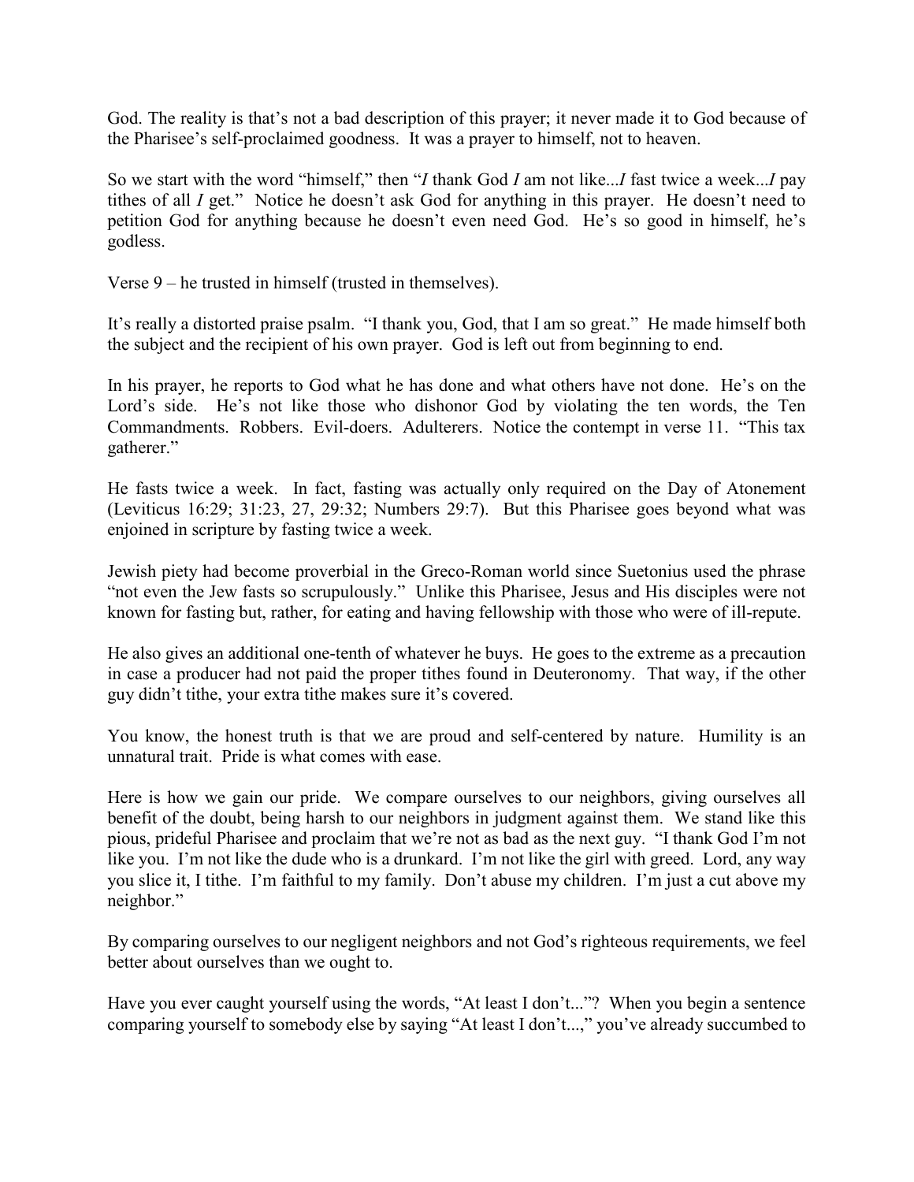God. The reality is that's not a bad description of this prayer; it never made it to God because of the Pharisee's self-proclaimed goodness. It was a prayer to himself, not to heaven.

So we start with the word "himself," then "*I* thank God *I* am not like...*I* fast twice a week...*I* pay tithes of all *I* get." Notice he doesn't ask God for anything in this prayer. He doesn't need to petition God for anything because he doesn't even need God. He's so good in himself, he's godless.

Verse 9 – he trusted in himself (trusted in themselves).

It's really a distorted praise psalm. "I thank you, God, that I am so great." He made himself both the subject and the recipient of his own prayer. God is left out from beginning to end.

In his prayer, he reports to God what he has done and what others have not done. He's on the Lord's side. He's not like those who dishonor God by violating the ten words, the Ten Commandments. Robbers. Evil-doers. Adulterers. Notice the contempt in verse 11. "This tax gatherer."

He fasts twice a week. In fact, fasting was actually only required on the Day of Atonement (Leviticus 16:29; 31:23, 27, 29:32; Numbers 29:7). But this Pharisee goes beyond what was enjoined in scripture by fasting twice a week.

Jewish piety had become proverbial in the Greco-Roman world since Suetonius used the phrase "not even the Jew fasts so scrupulously." Unlike this Pharisee, Jesus and His disciples were not known for fasting but, rather, for eating and having fellowship with those who were of ill-repute.

He also gives an additional one-tenth of whatever he buys. He goes to the extreme as a precaution in case a producer had not paid the proper tithes found in Deuteronomy. That way, if the other guy didn't tithe, your extra tithe makes sure it's covered.

You know, the honest truth is that we are proud and self-centered by nature. Humility is an unnatural trait. Pride is what comes with ease.

Here is how we gain our pride. We compare ourselves to our neighbors, giving ourselves all benefit of the doubt, being harsh to our neighbors in judgment against them. We stand like this pious, prideful Pharisee and proclaim that we're not as bad as the next guy. "I thank God I'm not like you. I'm not like the dude who is a drunkard. I'm not like the girl with greed. Lord, any way you slice it, I tithe. I'm faithful to my family. Don't abuse my children. I'm just a cut above my neighbor."

By comparing ourselves to our negligent neighbors and not God's righteous requirements, we feel better about ourselves than we ought to.

Have you ever caught yourself using the words, "At least I don't..."? When you begin a sentence comparing yourself to somebody else by saying "At least I don't...," you've already succumbed to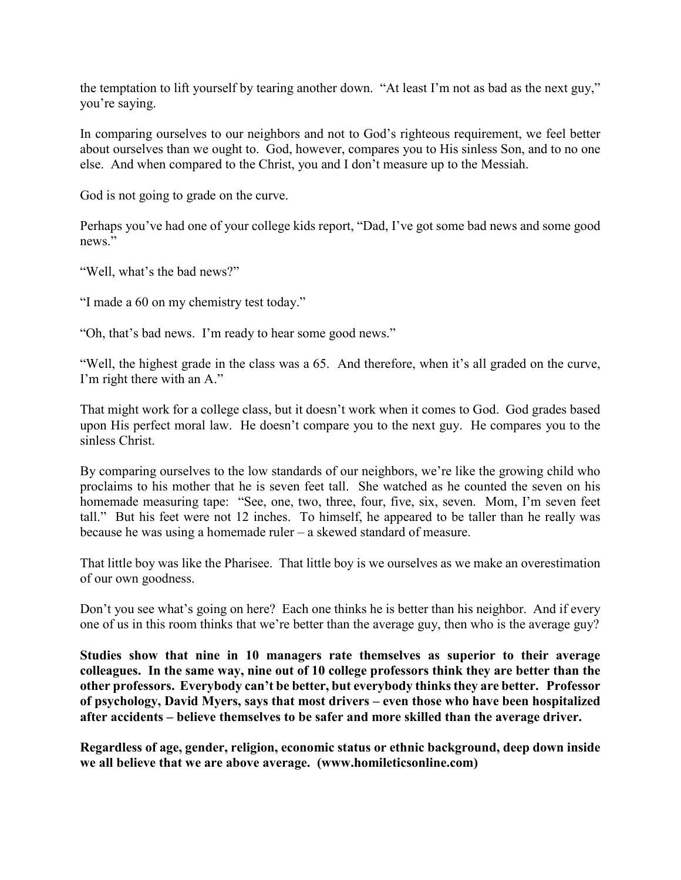the temptation to lift yourself by tearing another down. "At least I'm not as bad as the next guy," you're saying.

In comparing ourselves to our neighbors and not to God's righteous requirement, we feel better about ourselves than we ought to. God, however, compares you to His sinless Son, and to no one else. And when compared to the Christ, you and I don't measure up to the Messiah.

God is not going to grade on the curve.

Perhaps you've had one of your college kids report, "Dad, I've got some bad news and some good news."

"Well, what's the bad news?"

"I made a 60 on my chemistry test today."

"Oh, that's bad news. I'm ready to hear some good news."

"Well, the highest grade in the class was a 65. And therefore, when it's all graded on the curve, I'm right there with an A."

That might work for a college class, but it doesn't work when it comes to God. God grades based upon His perfect moral law. He doesn't compare you to the next guy. He compares you to the sinless Christ.

By comparing ourselves to the low standards of our neighbors, we're like the growing child who proclaims to his mother that he is seven feet tall. She watched as he counted the seven on his homemade measuring tape: "See, one, two, three, four, five, six, seven. Mom, I'm seven feet tall." But his feet were not 12 inches. To himself, he appeared to be taller than he really was because he was using a homemade ruler – a skewed standard of measure.

That little boy was like the Pharisee. That little boy is we ourselves as we make an overestimation of our own goodness.

Don't you see what's going on here? Each one thinks he is better than his neighbor. And if every one of us in this room thinks that we're better than the average guy, then who is the average guy?

**Studies show that nine in 10 managers rate themselves as superior to their average colleagues. In the same way, nine out of 10 college professors think they are better than the other professors. Everybody can't be better, but everybody thinks they are better. Professor of psychology, David Myers, says that most drivers – even those who have been hospitalized after accidents – believe themselves to be safer and more skilled than the average driver.**

**Regardless of age, gender, religion, economic status or ethnic background, deep down inside we all believe that we are above average. (www.homileticsonline.com)**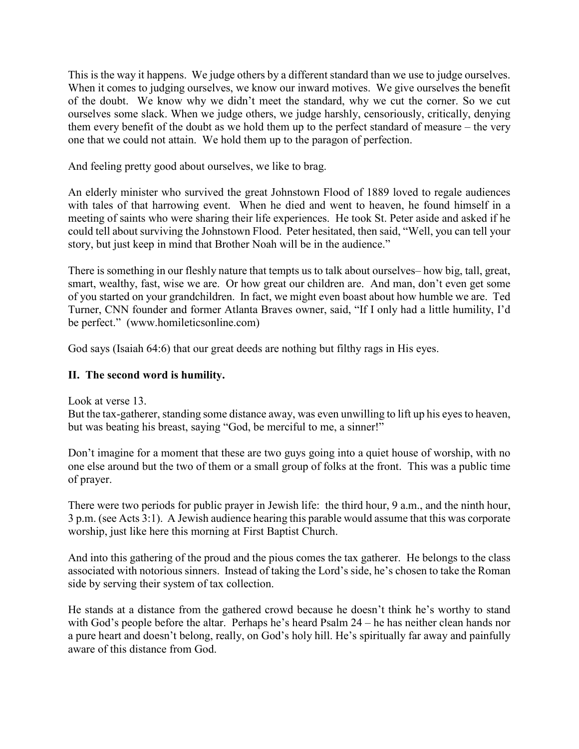This is the way it happens. We judge others by a different standard than we use to judge ourselves. When it comes to judging ourselves, we know our inward motives. We give ourselves the benefit of the doubt. We know why we didn't meet the standard, why we cut the corner. So we cut ourselves some slack. When we judge others, we judge harshly, censoriously, critically, denying them every benefit of the doubt as we hold them up to the perfect standard of measure – the very one that we could not attain. We hold them up to the paragon of perfection.

And feeling pretty good about ourselves, we like to brag.

An elderly minister who survived the great Johnstown Flood of 1889 loved to regale audiences with tales of that harrowing event. When he died and went to heaven, he found himself in a meeting of saints who were sharing their life experiences. He took St. Peter aside and asked if he could tell about surviving the Johnstown Flood. Peter hesitated, then said, "Well, you can tell your story, but just keep in mind that Brother Noah will be in the audience."

There is something in our fleshly nature that tempts us to talk about ourselves– how big, tall, great, smart, wealthy, fast, wise we are. Or how great our children are. And man, don't even get some of you started on your grandchildren. In fact, we might even boast about how humble we are. Ted Turner, CNN founder and former Atlanta Braves owner, said, "If I only had a little humility, I'd be perfect." (www.homileticsonline.com)

God says (Isaiah 64:6) that our great deeds are nothing but filthy rags in His eyes.

**II. The second word is humility.**

Look at verse 13.
But the tax-gatherer, standing some distance away, was even unwilling to lift up his eyes to heaven, but was beating his breast, saying "God, be merciful to me, a sinner!"

Don't imagine for a moment that these are two guys going into a quiet house of worship, with no one else around but the two of them or a small group of folks at the front. This was a public time of prayer.

There were two periods for public prayer in Jewish life: the third hour, 9 a.m., and the ninth hour, 3 p.m. (see Acts 3:1). A Jewish audience hearing this parable would assume that this was corporate worship, just like here this morning at First Baptist Church.

And into this gathering of the proud and the pious comes the tax gatherer. He belongs to the class associated with notorious sinners. Instead of taking the Lord's side, he's chosen to take the Roman side by serving their system of tax collection.

He stands at a distance from the gathered crowd because he doesn't think he's worthy to stand with God's people before the altar. Perhaps he's heard Psalm 24 – he has neither clean hands nor a pure heart and doesn't belong, really, on God's holy hill. He's spiritually far away and painfully aware of this distance from God.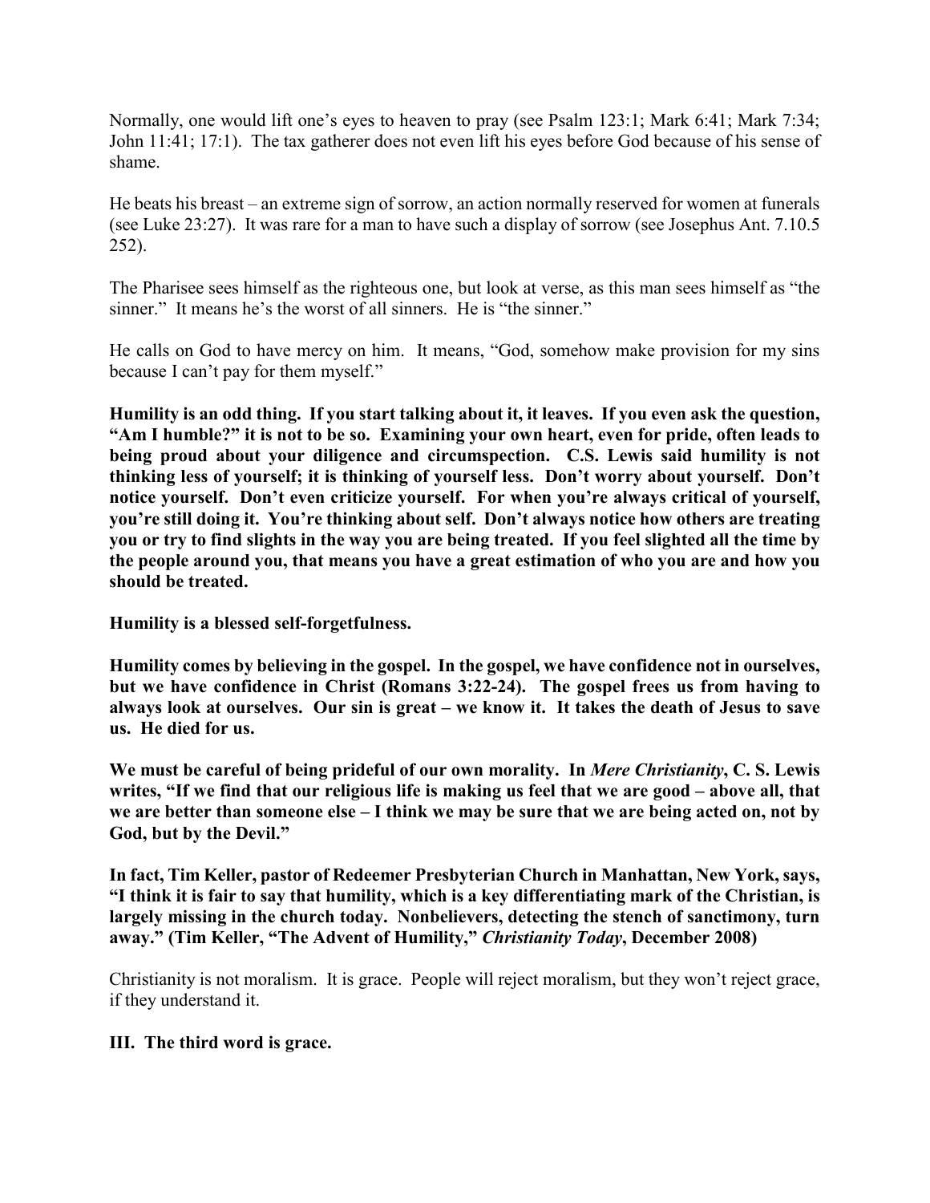Normally, one would lift one's eyes to heaven to pray (see Psalm 123:1; Mark 6:41; Mark 7:34; John 11:41; 17:1). The tax gatherer does not even lift his eyes before God because of his sense of shame.

He beats his breast – an extreme sign of sorrow, an action normally reserved for women at funerals (see Luke 23:27). It was rare for a man to have such a display of sorrow (see Josephus Ant. 7.10.5 252).

The Pharisee sees himself as the righteous one, but look at verse, as this man sees himself as "the sinner." It means he's the worst of all sinners. He is "the sinner."

He calls on God to have mercy on him. It means, "God, somehow make provision for my sins because I can't pay for them myself."

**Humility is an odd thing. If you start talking about it, it leaves. If you even ask the question, "Am I humble?" it is not to be so. Examining your own heart, even for pride, often leads to being proud about your diligence and circumspection. C.S. Lewis said humility is not thinking less of yourself; it is thinking of yourself less. Don't worry about yourself. Don't notice yourself. Don't even criticize yourself. For when you're always critical of yourself, you're still doing it. You're thinking about self. Don't always notice how others are treating you or try to find slights in the way you are being treated. If you feel slighted all the time by the people around you, that means you have a great estimation of who you are and how you should be treated.**

**Humility is a blessed self-forgetfulness.**

**Humility comes by believing in the gospel. In the gospel, we have confidence not in ourselves, but we have confidence in Christ (Romans 3:22-24). The gospel frees us from having to always look at ourselves. Our sin is great – we know it. It takes the death of Jesus to save us. He died for us.**

**We must be careful of being prideful of our own morality. In *Mere Christianity*, C. S. Lewis writes, "If we find that our religious life is making us feel that we are good – above all, that we are better than someone else – I think we may be sure that we are being acted on, not by God, but by the Devil."**

**In fact, Tim Keller, pastor of Redeemer Presbyterian Church in Manhattan, New York, says, "I think it is fair to say that humility, which is a key differentiating mark of the Christian, is largely missing in the church today. Nonbelievers, detecting the stench of sanctimony, turn away." (Tim Keller, "The Advent of Humility," *Christianity Today*, December 2008)**

Christianity is not moralism. It is grace. People will reject moralism, but they won't reject grace, if they understand it.

**III. The third word is grace.**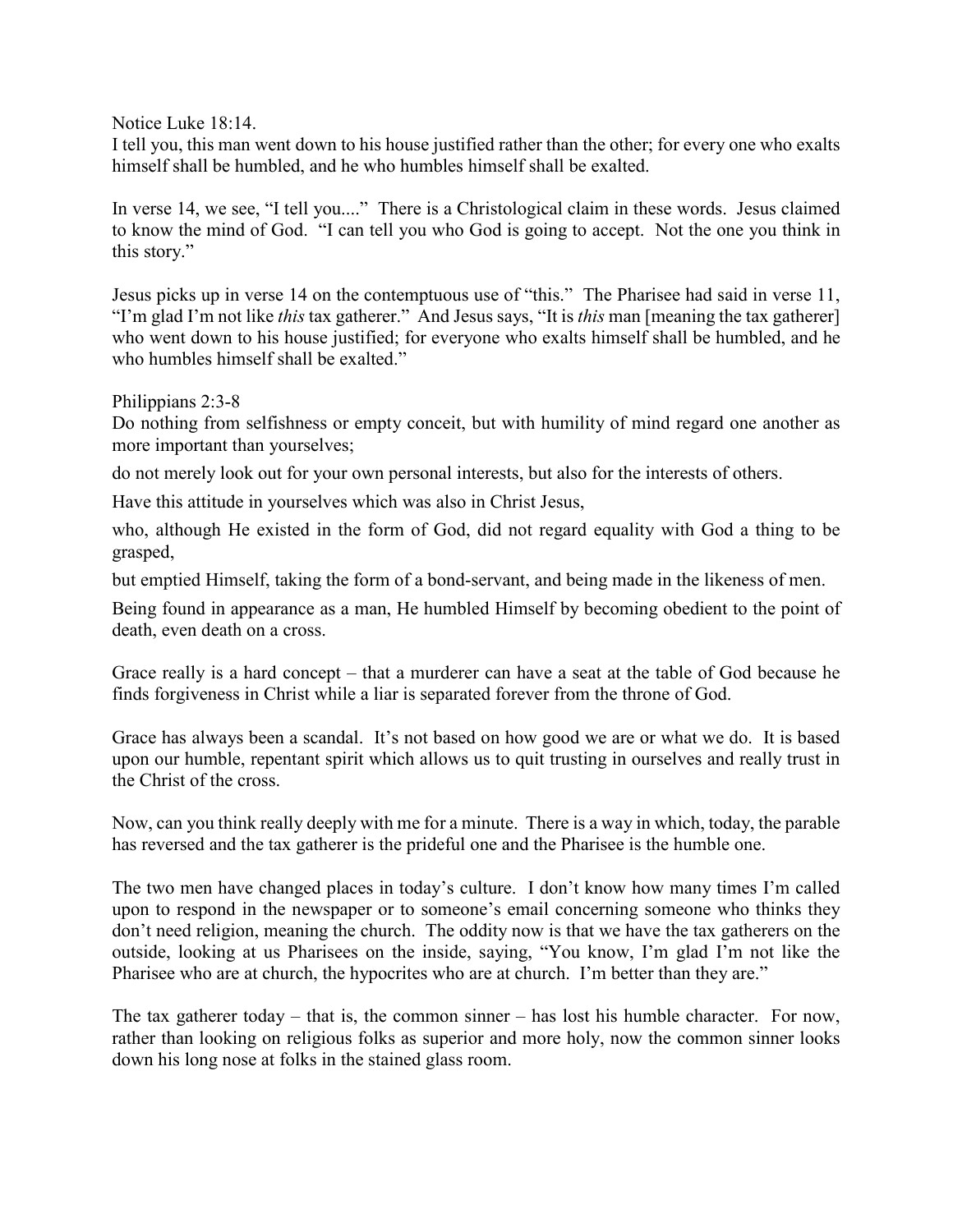Notice Luke 18:14.
I tell you, this man went down to his house justified rather than the other; for every one who exalts himself shall be humbled, and he who humbles himself shall be exalted.

In verse 14, we see, "I tell you...." There is a Christological claim in these words. Jesus claimed to know the mind of God. "I can tell you who God is going to accept. Not the one you think in this story."

Jesus picks up in verse 14 on the contemptuous use of "this." The Pharisee had said in verse 11, "I'm glad I'm not like *this* tax gatherer." And Jesus says, "It is *this* man [meaning the tax gatherer] who went down to his house justified; for everyone who exalts himself shall be humbled, and he who humbles himself shall be exalted."

Philippians 2:3-8
Do nothing from selfishness or empty conceit, but with humility of mind regard one another as more important than yourselves;

do not merely look out for your own personal interests, but also for the interests of others.

Have this attitude in yourselves which was also in Christ Jesus,

who, although He existed in the form of God, did not regard equality with God a thing to be grasped,

but emptied Himself, taking the form of a bond-servant, and being made in the likeness of men.

Being found in appearance as a man, He humbled Himself by becoming obedient to the point of death, even death on a cross.

Grace really is a hard concept – that a murderer can have a seat at the table of God because he finds forgiveness in Christ while a liar is separated forever from the throne of God.

Grace has always been a scandal. It's not based on how good we are or what we do. It is based upon our humble, repentant spirit which allows us to quit trusting in ourselves and really trust in the Christ of the cross.

Now, can you think really deeply with me for a minute. There is a way in which, today, the parable has reversed and the tax gatherer is the prideful one and the Pharisee is the humble one.

The two men have changed places in today's culture. I don't know how many times I'm called upon to respond in the newspaper or to someone's email concerning someone who thinks they don't need religion, meaning the church. The oddity now is that we have the tax gatherers on the outside, looking at us Pharisees on the inside, saying, "You know, I'm glad I'm not like the Pharisee who are at church, the hypocrites who are at church. I'm better than they are."

The tax gatherer today – that is, the common sinner – has lost his humble character. For now, rather than looking on religious folks as superior and more holy, now the common sinner looks down his long nose at folks in the stained glass room.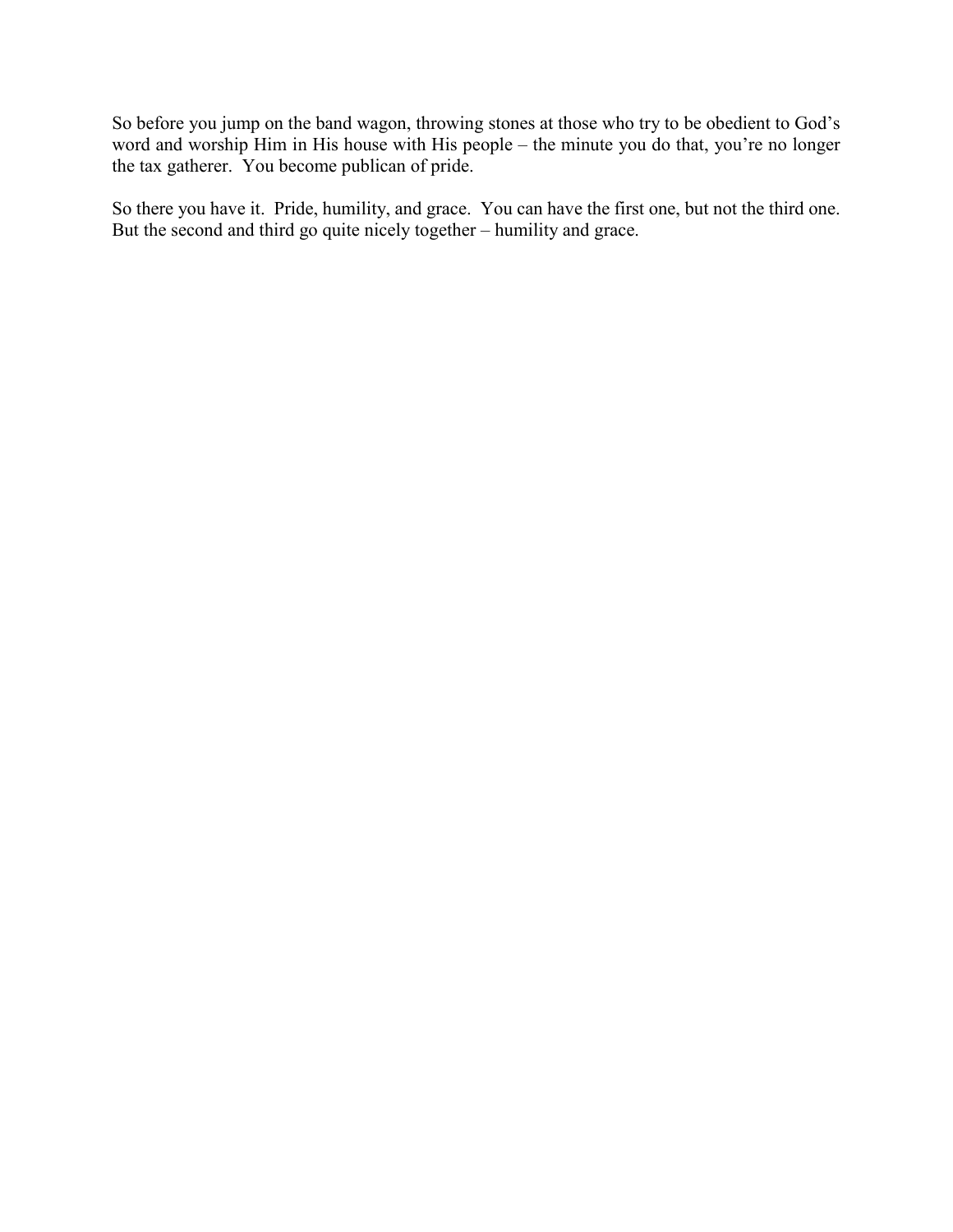So before you jump on the band wagon, throwing stones at those who try to be obedient to God's word and worship Him in His house with His people – the minute you do that, you're no longer the tax gatherer. You become publican of pride.

So there you have it. Pride, humility, and grace. You can have the first one, but not the third one. But the second and third go quite nicely together – humility and grace.